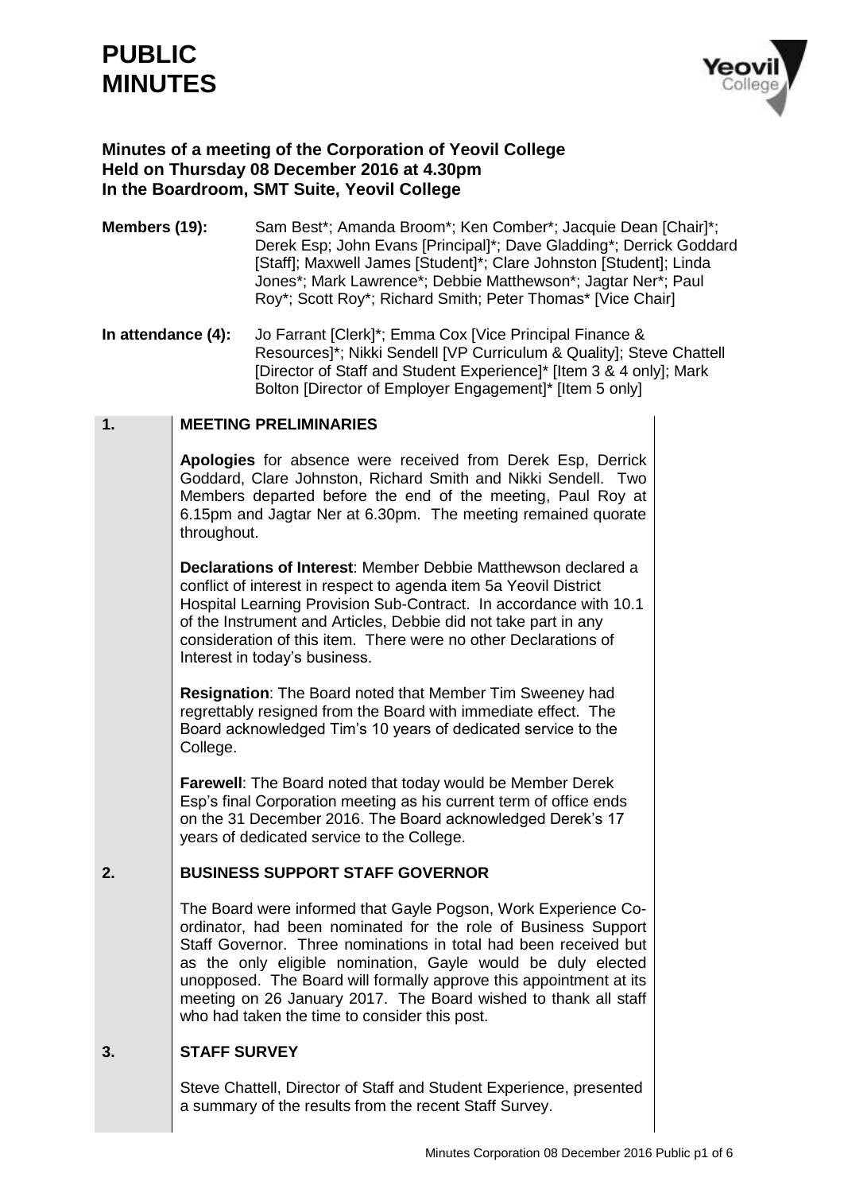# PUBLIC MINUTES

## Minutes of a meeting of the Corporation of Yeovil College Held on Thursday 08 December 2016 at 4.30pm In the Boardroom, SMT Suite, Yeovil College

**Members (19):** Sam Best*; Amanda Broom*; Ken Comber*; Jacquie Dean [Chair]*; Derek Esp; John Evans [Principal]*; Dave Gladding*; Derrick Goddard [Staff]; Maxwell James [Student]*; Clare Johnston [Student]; Linda Jones*; Mark Lawrence*; Debbie Matthewson*; Jagtar Ner*; Paul Roy*; Scott Roy*; Richard Smith; Peter Thomas* [Vice Chair]

**In attendance (4):** Jo Farrant [Clerk]*; Emma Cox [Vice Principal Finance & Resources]*; Nikki Sendell [VP Curriculum & Quality]; Steve Chattell [Director of Staff and Student Experience]* [Item 3 & 4 only]; Mark Bolton [Director of Employer Engagement]* [Item 5 only]

### 1. MEETING PRELIMINARIES

**Apologies** for absence were received from Derek Esp, Derrick Goddard, Clare Johnston, Richard Smith and Nikki Sendell. Two Members departed before the end of the meeting, Paul Roy at 6.15pm and Jagtar Ner at 6.30pm. The meeting remained quorate throughout.

**Declarations of Interest**: Member Debbie Matthewson declared a conflict of interest in respect to agenda item 5a Yeovil District Hospital Learning Provision Sub-Contract. In accordance with 10.1 of the Instrument and Articles, Debbie did not take part in any consideration of this item. There were no other Declarations of Interest in today's business.

**Resignation**: The Board noted that Member Tim Sweeney had regrettably resigned from the Board with immediate effect. The Board acknowledged Tim's 10 years of dedicated service to the College.

**Farewell**: The Board noted that today would be Member Derek Esp's final Corporation meeting as his current term of office ends on the 31 December 2016. The Board acknowledged Derek's 17 years of dedicated service to the College.

### 2. BUSINESS SUPPORT STAFF GOVERNOR

The Board were informed that Gayle Pogson, Work Experience Co-ordinator, had been nominated for the role of Business Support Staff Governor. Three nominations in total had been received but as the only eligible nomination, Gayle would be duly elected unopposed. The Board will formally approve this appointment at its meeting on 26 January 2017. The Board wished to thank all staff who had taken the time to consider this post.

### 3. STAFF SURVEY

Steve Chattell, Director of Staff and Student Experience, presented a summary of the results from the recent Staff Survey.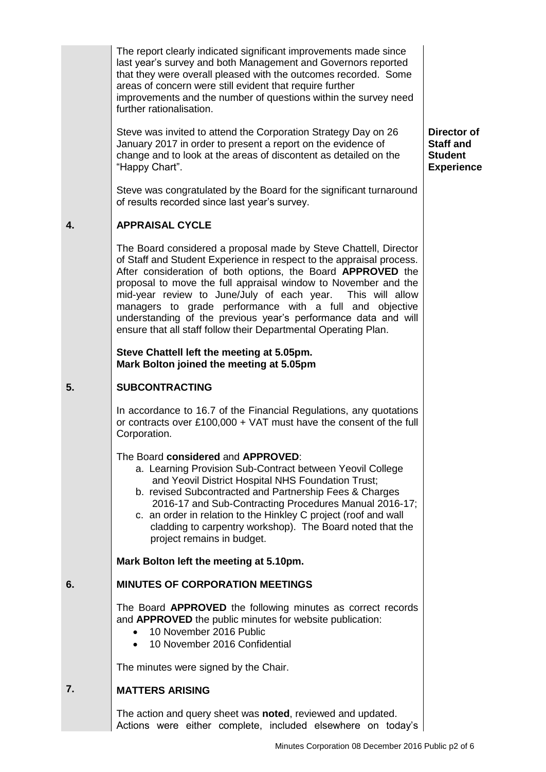The report clearly indicated significant improvements made since last year's survey and both Management and Governors reported that they were overall pleased with the outcomes recorded. Some areas of concern were still evident that require further improvements and the number of questions within the survey need further rationalisation.

Steve was invited to attend the Corporation Strategy Day on 26 January 2017 in order to present a report on the evidence of change and to look at the areas of discontent as detailed on the "Happy Chart". — **Director of Staff and Student Experience**

Steve was congratulated by the Board for the significant turnaround of results recorded since last year's survey.

## 4. APPRAISAL CYCLE

The Board considered a proposal made by Steve Chattell, Director of Staff and Student Experience in respect to the appraisal process. After consideration of both options, the Board **APPROVED** the proposal to move the full appraisal window to November and the mid-year review to June/July of each year. This will allow managers to grade performance with a full and objective understanding of the previous year's performance data and will ensure that all staff follow their Departmental Operating Plan.

**Steve Chattell left the meeting at 5.05pm.**
**Mark Bolton joined the meeting at 5.05pm**

## 5. SUBCONTRACTING

In accordance to 16.7 of the Financial Regulations, any quotations or contracts over £100,000 + VAT must have the consent of the full Corporation.

The Board **considered** and **APPROVED**:

a. Learning Provision Sub-Contract between Yeovil College and Yeovil District Hospital NHS Foundation Trust;
b. revised Subcontracted and Partnership Fees & Charges 2016-17 and Sub-Contracting Procedures Manual 2016-17;
c. an order in relation to the Hinkley C project (roof and wall cladding to carpentry workshop). The Board noted that the project remains in budget.

**Mark Bolton left the meeting at 5.10pm.**

## 6. MINUTES OF CORPORATION MEETINGS

The Board **APPROVED** the following minutes as correct records and **APPROVED** the public minutes for website publication:

- 10 November 2016 Public
- 10 November 2016 Confidential

The minutes were signed by the Chair.

## 7. MATTERS ARISING

The action and query sheet was **noted**, reviewed and updated. Actions were either complete, included elsewhere on today's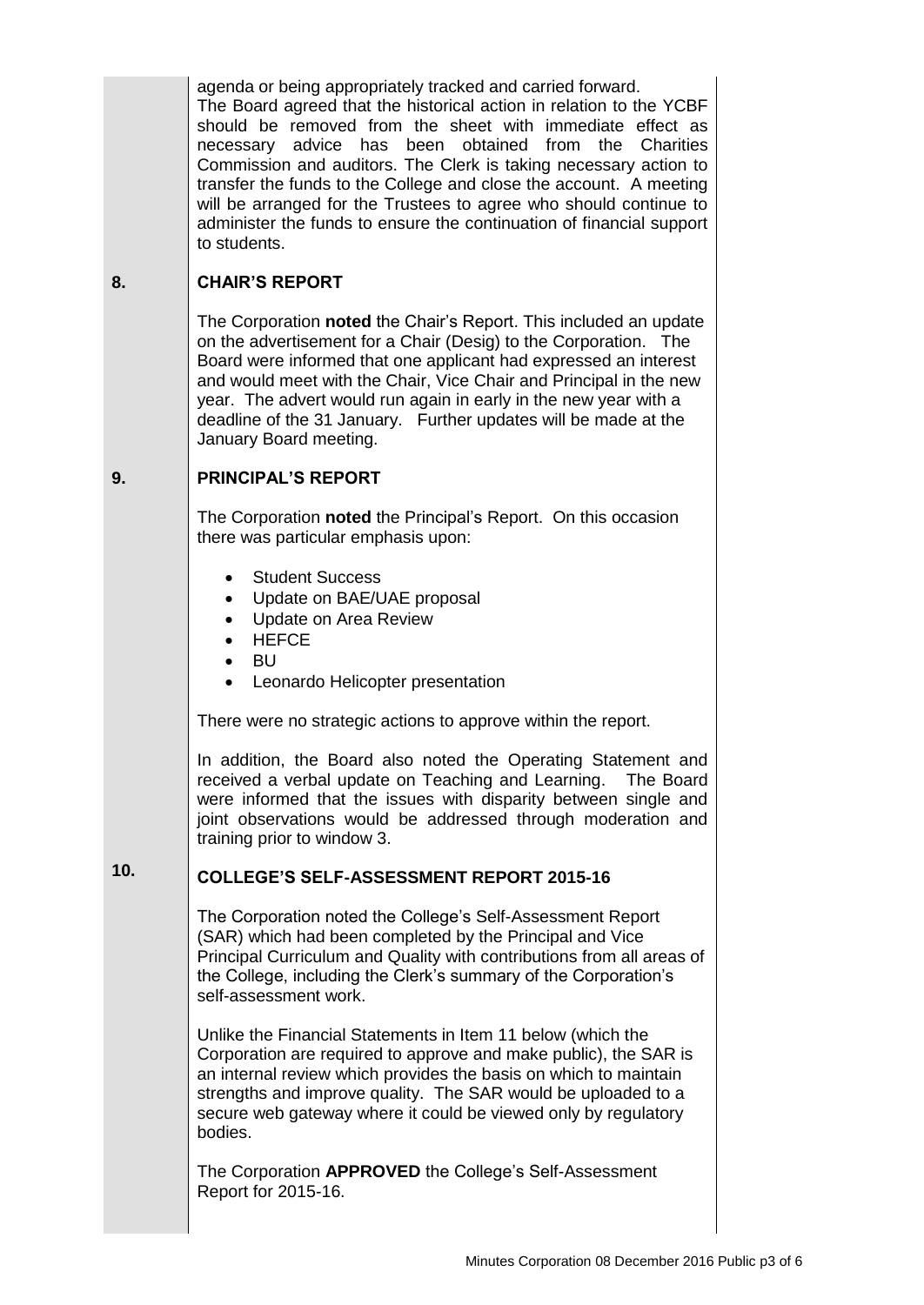agenda or being appropriately tracked and carried forward.
The Board agreed that the historical action in relation to the YCBF should be removed from the sheet with immediate effect as necessary advice has been obtained from the Charities Commission and auditors. The Clerk is taking necessary action to transfer the funds to the College and close the account. A meeting will be arranged for the Trustees to agree who should continue to administer the funds to ensure the continuation of financial support to students.

## 8. CHAIR'S REPORT

The Corporation **noted** the Chair's Report. This included an update on the advertisement for a Chair (Desig) to the Corporation. The Board were informed that one applicant had expressed an interest and would meet with the Chair, Vice Chair and Principal in the new year. The advert would run again in early in the new year with a deadline of the 31 January. Further updates will be made at the January Board meeting.

## 9. PRINCIPAL'S REPORT

The Corporation **noted** the Principal's Report. On this occasion there was particular emphasis upon:

- Student Success
- Update on BAE/UAE proposal
- Update on Area Review
- HEFCE
- BU
- Leonardo Helicopter presentation

There were no strategic actions to approve within the report.

In addition, the Board also noted the Operating Statement and received a verbal update on Teaching and Learning. The Board were informed that the issues with disparity between single and joint observations would be addressed through moderation and training prior to window 3.

## 10. COLLEGE'S SELF-ASSESSMENT REPORT 2015-16

The Corporation noted the College's Self-Assessment Report (SAR) which had been completed by the Principal and Vice Principal Curriculum and Quality with contributions from all areas of the College, including the Clerk's summary of the Corporation's self-assessment work.

Unlike the Financial Statements in Item 11 below (which the Corporation are required to approve and make public), the SAR is an internal review which provides the basis on which to maintain strengths and improve quality. The SAR would be uploaded to a secure web gateway where it could be viewed only by regulatory bodies.

The Corporation **APPROVED** the College's Self-Assessment Report for 2015-16.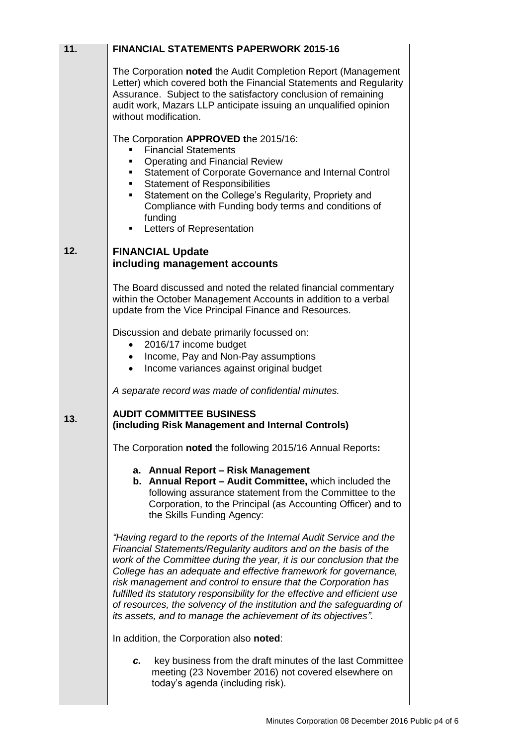## 11. FINANCIAL STATEMENTS PAPERWORK 2015-16

The Corporation **noted** the Audit Completion Report (Management Letter) which covered both the Financial Statements and Regularity Assurance. Subject to the satisfactory conclusion of remaining audit work, Mazars LLP anticipate issuing an unqualified opinion without modification.

The Corporation **APPROVED t**he 2015/16:

- Financial Statements
- Operating and Financial Review
- Statement of Corporate Governance and Internal Control
- Statement of Responsibilities
- Statement on the College's Regularity, Propriety and Compliance with Funding body terms and conditions of funding
- Letters of Representation

## 12. FINANCIAL Update including management accounts

The Board discussed and noted the related financial commentary within the October Management Accounts in addition to a verbal update from the Vice Principal Finance and Resources.

Discussion and debate primarily focussed on:

- 2016/17 income budget
- Income, Pay and Non-Pay assumptions
- Income variances against original budget

*A separate record was made of confidential minutes.*

## 13. AUDIT COMMITTEE BUSINESS (including Risk Management and Internal Controls)

The Corporation **noted** the following 2015/16 Annual Reports**:**

a. **Annual Report – Risk Management**
b. **Annual Report – Audit Committee,** which included the following assurance statement from the Committee to the Corporation, to the Principal (as Accounting Officer) and to the Skills Funding Agency:

*"Having regard to the reports of the Internal Audit Service and the Financial Statements/Regularity auditors and on the basis of the work of the Committee during the year, it is our conclusion that the College has an adequate and effective framework for governance, risk management and control to ensure that the Corporation has fulfilled its statutory responsibility for the effective and efficient use of resources, the solvency of the institution and the safeguarding of its assets, and to manage the achievement of its objectives".*

In addition, the Corporation also **noted**:

*c.* key business from the draft minutes of the last Committee meeting (23 November 2016) not covered elsewhere on today's agenda (including risk).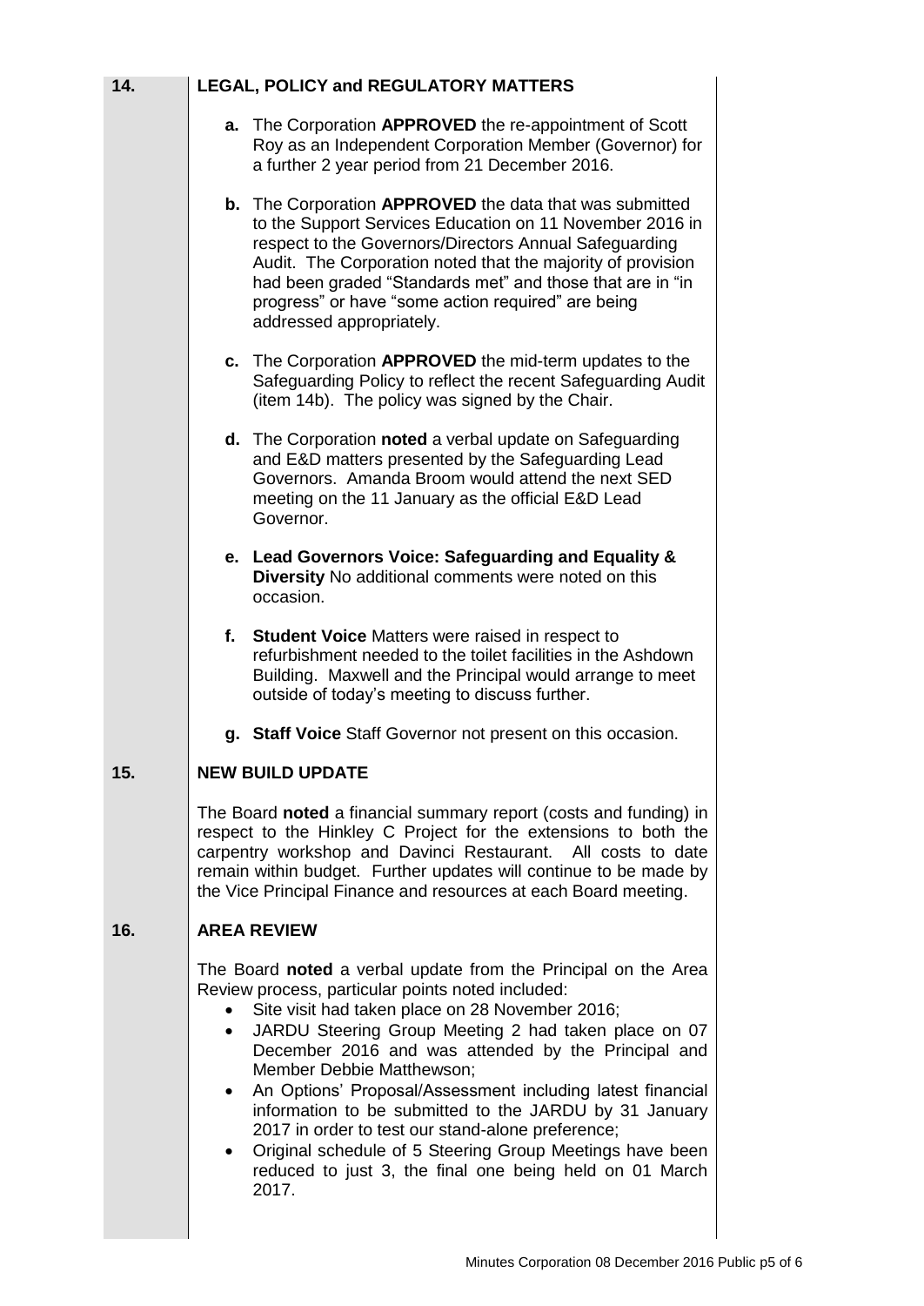## 14. LEGAL, POLICY and REGULATORY MATTERS

**a.** The Corporation **APPROVED** the re-appointment of Scott Roy as an Independent Corporation Member (Governor) for a further 2 year period from 21 December 2016.

**b.** The Corporation **APPROVED** the data that was submitted to the Support Services Education on 11 November 2016 in respect to the Governors/Directors Annual Safeguarding Audit. The Corporation noted that the majority of provision had been graded "Standards met" and those that are in "in progress" or have "some action required" are being addressed appropriately.

**c.** The Corporation **APPROVED** the mid-term updates to the Safeguarding Policy to reflect the recent Safeguarding Audit (item 14b). The policy was signed by the Chair.

**d.** The Corporation **noted** a verbal update on Safeguarding and E&D matters presented by the Safeguarding Lead Governors. Amanda Broom would attend the next SED meeting on the 11 January as the official E&D Lead Governor.

**e. Lead Governors Voice: Safeguarding and Equality & Diversity** No additional comments were noted on this occasion.

**f. Student Voice** Matters were raised in respect to refurbishment needed to the toilet facilities in the Ashdown Building. Maxwell and the Principal would arrange to meet outside of today's meeting to discuss further.

**g. Staff Voice** Staff Governor not present on this occasion.

## 15. NEW BUILD UPDATE

The Board **noted** a financial summary report (costs and funding) in respect to the Hinkley C Project for the extensions to both the carpentry workshop and Davinci Restaurant. All costs to date remain within budget. Further updates will continue to be made by the Vice Principal Finance and resources at each Board meeting.

## 16. AREA REVIEW

The Board **noted** a verbal update from the Principal on the Area Review process, particular points noted included:

- Site visit had taken place on 28 November 2016;
- JARDU Steering Group Meeting 2 had taken place on 07 December 2016 and was attended by the Principal and Member Debbie Matthewson;
- An Options' Proposal/Assessment including latest financial information to be submitted to the JARDU by 31 January 2017 in order to test our stand-alone preference;
- Original schedule of 5 Steering Group Meetings have been reduced to just 3, the final one being held on 01 March 2017.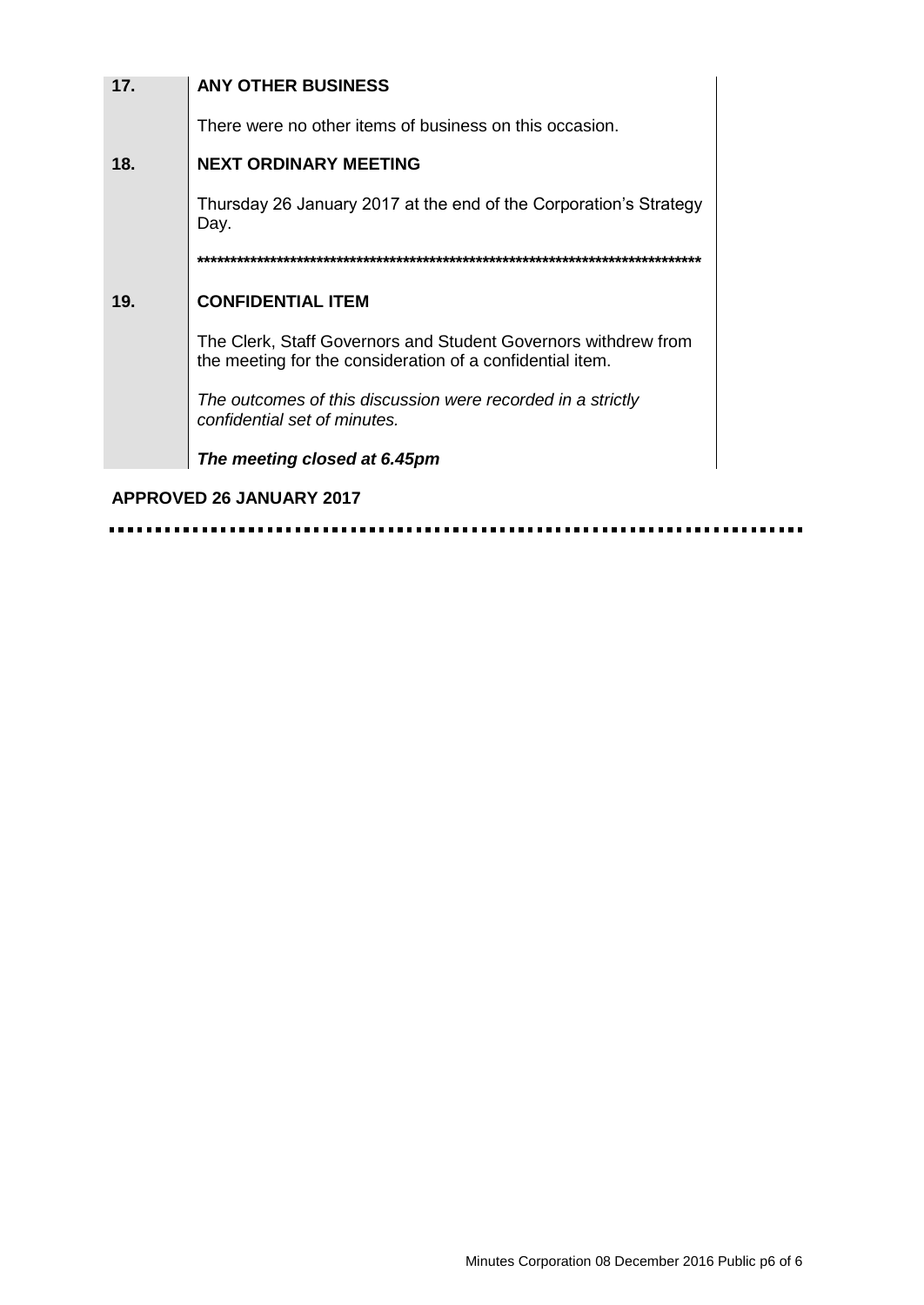**17.** **ANY OTHER BUSINESS**

There were no other items of business on this occasion.

**18.** **NEXT ORDINARY MEETING**

Thursday 26 January 2017 at the end of the Corporation's Strategy Day.

**\*\*\*\*\*\*\*\*\*\*\*\*\*\*\*\*\*\*\*\*\*\*\*\*\*\*\*\*\*\*\*\*\*\*\*\*\*\*\*\*\*\*\*\*\*\*\*\*\*\*\*\*\*\*\*\*\*\*\*\*\*\*\*\*\*\*\*\*\*\*\*\*\*\*\*\*\*\*\***

**19.** **CONFIDENTIAL ITEM**

The Clerk, Staff Governors and Student Governors withdrew from the meeting for the consideration of a confidential item.

*The outcomes of this discussion were recorded in a strictly confidential set of minutes.*

***The meeting closed at 6.45pm***

**APPROVED 26 JANUARY 2017**